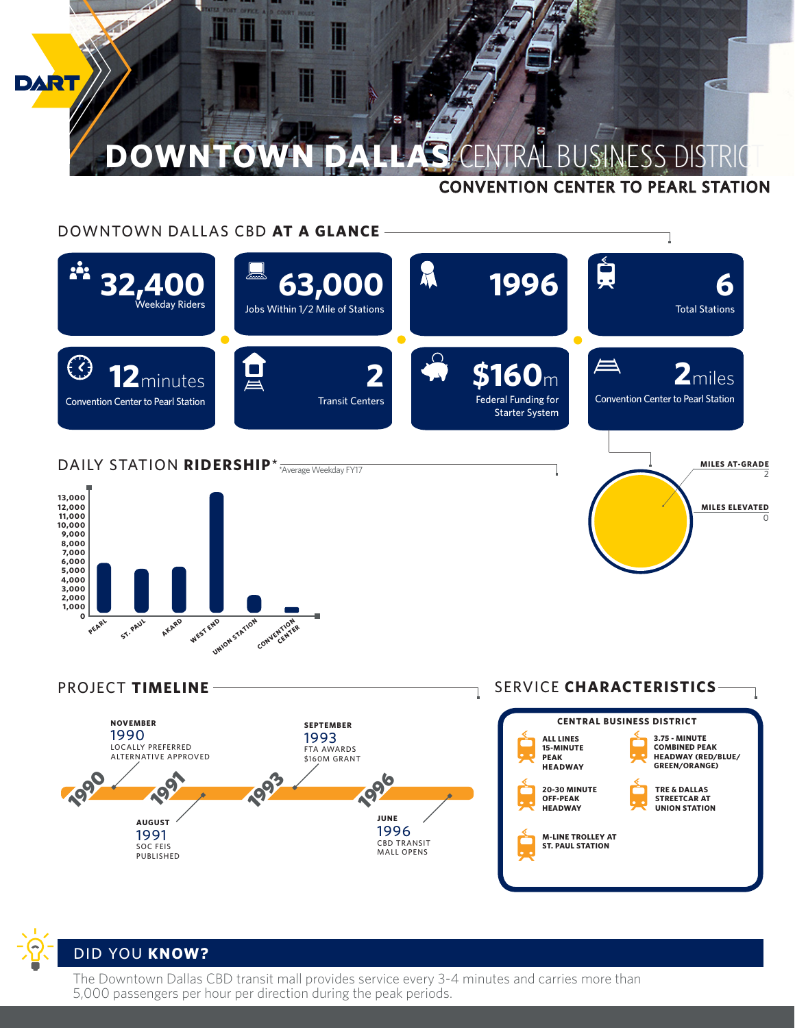# DOWNTOWN DALLAS CENTRAL BUSINESS DISTRICT

## CONVENTION CENTER TO PEARL STATION

## DOWNTOWN DALLAS CBD AT A GLANCE

- **32,400** Weekday Riders
- **63,000** Jobs Within 1/2 Mile of Stations
- **1996**
- **6** Total Stations
- **12** minutes Convention Center to Pearl Station
- **2** Transit Centers
- **$160**m Federal Funding for Starter System
- **2** miles Convention Center to Pearl Station

MILES AT-GRADE 2

MILES ELEVATED 0

## DAILY STATION RIDERSHIP*

*Average Weekday FY17

Stations: Pearl, St. Paul, Akard, West End, Union Station, Convention Center

## PROJECT TIMELINE

**NOVEMBER** 1990 LOCALLY PREFERRED ALTERNATIVE APPROVED

**AUGUST** 1991 SOC FEIS PUBLISHED

**SEPTEMBER** 1993 FTA AWARDS $160M GRANT

**JUNE** 1996 CBD TRANSIT MALL OPENS

## SERVICE CHARACTERISTICS

**CENTRAL BUSINESS DISTRICT**

- ALL LINES 15-MINUTE PEAK HEADWAY
- 3.75 - MINUTE COMBINED PEAK HEADWAY (RED/BLUE/GREEN/ORANGE)
- 20-30 MINUTE OFF-PEAK HEADWAY
- TRE & DALLAS STREETCAR AT UNION STATION
- M-LINE TROLLEY AT ST. PAUL STATION

## DID YOU KNOW?

The Downtown Dallas CBD transit mall provides service every 3-4 minutes and carries more than 5,000 passengers per hour per direction during the peak periods.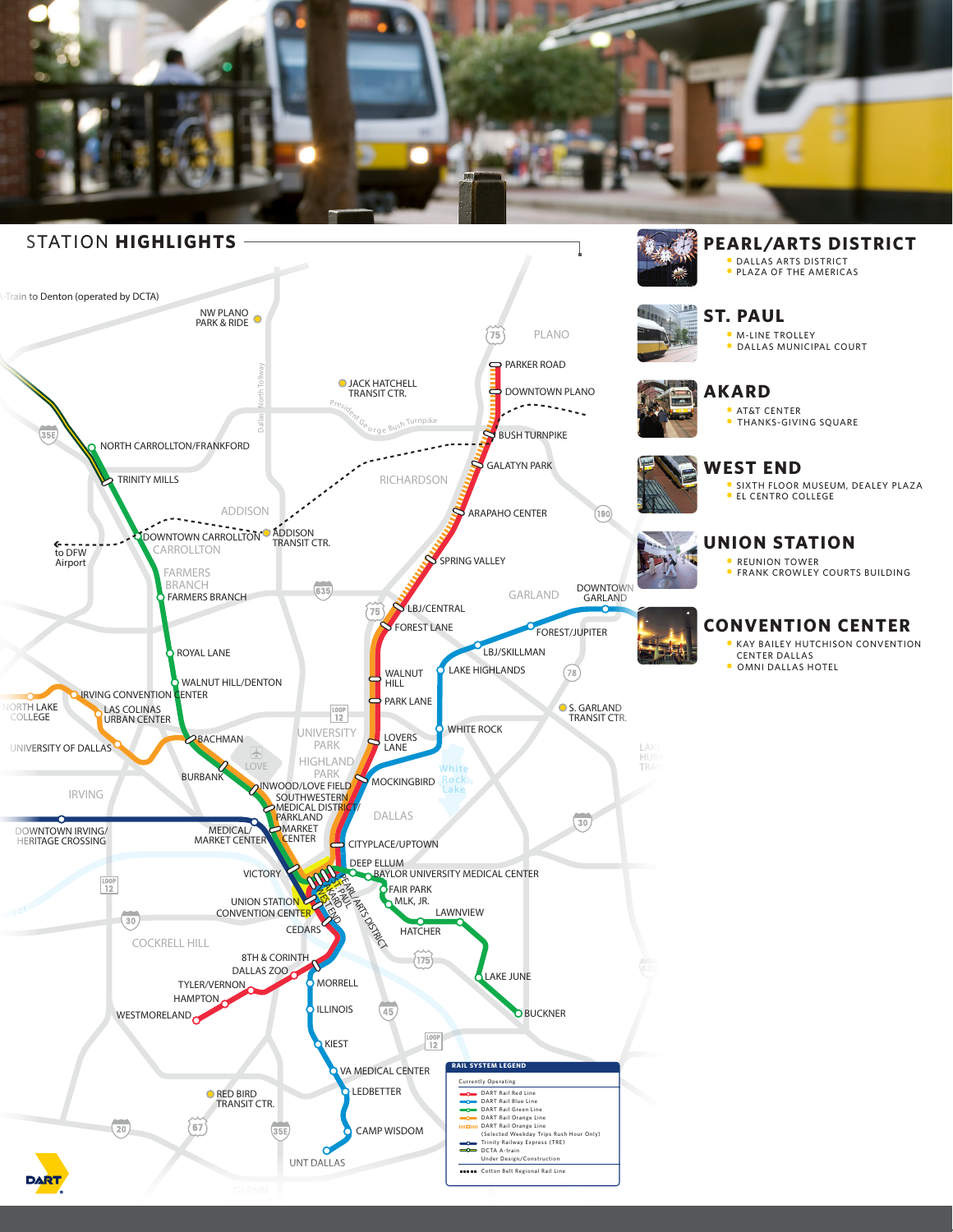## STATION HIGHLIGHTS

### PEARL/ARTS DISTRICT
- DALLAS ARTS DISTRICT
- PLAZA OF THE AMERICAS

### ST. PAUL
- M-LINE TROLLEY
- DALLAS MUNICIPAL COURT

### AKARD
- AT&T CENTER
- THANKS-GIVING SQUARE

### WEST END
- SIXTH FLOOR MUSEUM, DEALEY PLAZA
- EL CENTRO COLLEGE

### UNION STATION
- REUNION TOWER
- FRANK CROWLEY COURTS BUILDING

### CONVENTION CENTER
- KAY BAILEY HUTCHISON CONVENTION CENTER DALLAS
- OMNI DALLAS HOTEL

A-Train to Denton (operated by DCTA)

NW PLANO PARK & RIDE

PLANO

PARKER ROAD

DOWNTOWN PLANO

JACK HATCHELL TRANSIT CTR.

Dallas North Tollway

President George Bush Turnpike

BUSH TURNPIKE

NORTH CARROLLTON/FRANKFORD

GALATYN PARK

TRINITY MILLS

RICHARDSON

ADDISON

ARAPAHO CENTER

DOWNTOWN CARROLLTON

ADDISON TRANSIT CTR.

CARROLLTON

to DFW Airport

SPRING VALLEY

FARMERS BRANCH

FARMERS BRANCH

GARLAND

DOWNTOWN GARLAND

LBJ/CENTRAL

FOREST LANE

FOREST/JUPITER

LBJ/SKILLMAN

ROYAL LANE

WALNUT HILL

LAKE HIGHLANDS

WALNUT HILL/DENTON

PARK LANE

IRVING CONVENTION CENTER

NORTH LAKE COLLEGE

LAS COLINAS URBAN CENTER

S. GARLAND TRANSIT CTR.

UNIVERSITY PARK

WHITE ROCK

BACHMAN

UNIVERSITY OF DALLAS

LOVERS LANE

LOVE

HIGHLAND PARK

White Rock Lake

BURBANK

MOCKINGBIRD

INWOOD/LOVE FIELD

SOUTHWESTERN MEDICAL DISTRICT/PARKLAND

IRVING

DALLAS

MARKET CENTER

DOWNTOWN IRVING/HERITAGE CROSSING

MEDICAL/MARKET CENTER

CITYPLACE/UPTOWN

DEEP ELLUM

VICTORY

BAYLOR UNIVERSITY MEDICAL CENTER

FAIR PARK

MLK, JR.

PEARL/ARTS DISTRICT

ST. PAUL

AKARD

WEST END

UNION STATION

CONVENTION CENTER

LAWNVIEW

CEDARS

HATCHER

COCKRELL HILL

8TH & CORINTH

DALLAS ZOO

MORRELL

LAKE JUNE

TYLER/VERNON

HAMPTON

WESTMORELAND

BUCKNER

ILLINOIS

KIEST

VA MEDICAL CENTER

RED BIRD TRANSIT CTR.

LEDBETTER

CAMP WISDOM

UNT DALLAS

GLENN

**RAIL SYSTEM LEGEND**

Currently Operating
- DART Rail Red Line
- DART Rail Blue Line
- DART Rail Green Line
- DART Rail Orange Line
- DART Rail Orange Line (Selected Weekday Trips Rush Hour Only)
- Trinity Railway Express (TRE)
- DCTA A-train

Under Design/Construction
- Cotton Belt Regional Rail Line

DART